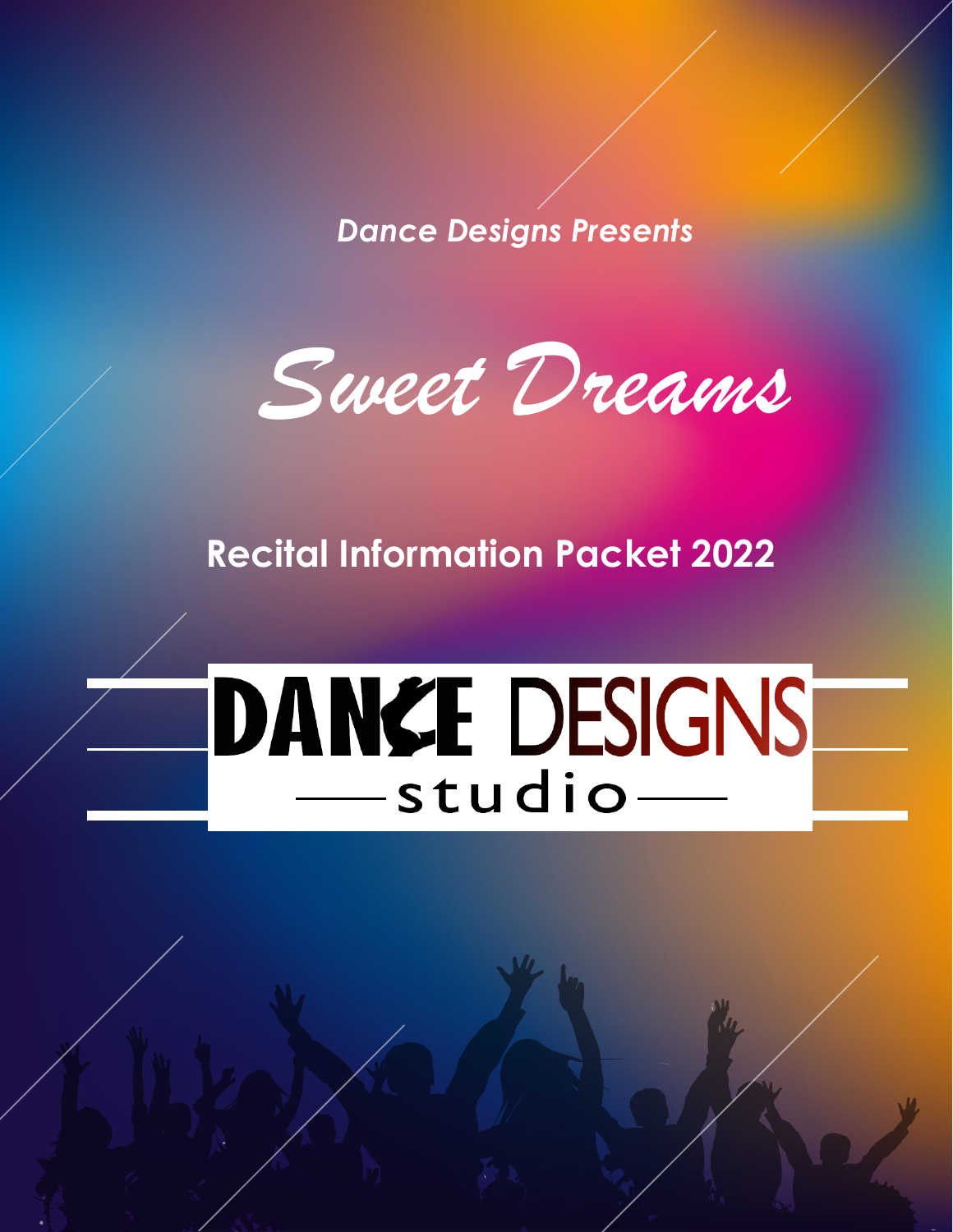*Dance Designs Presents*

# *Sweet Dreams*

## Recital Information Packet 2022

DANCE DESIGNS studio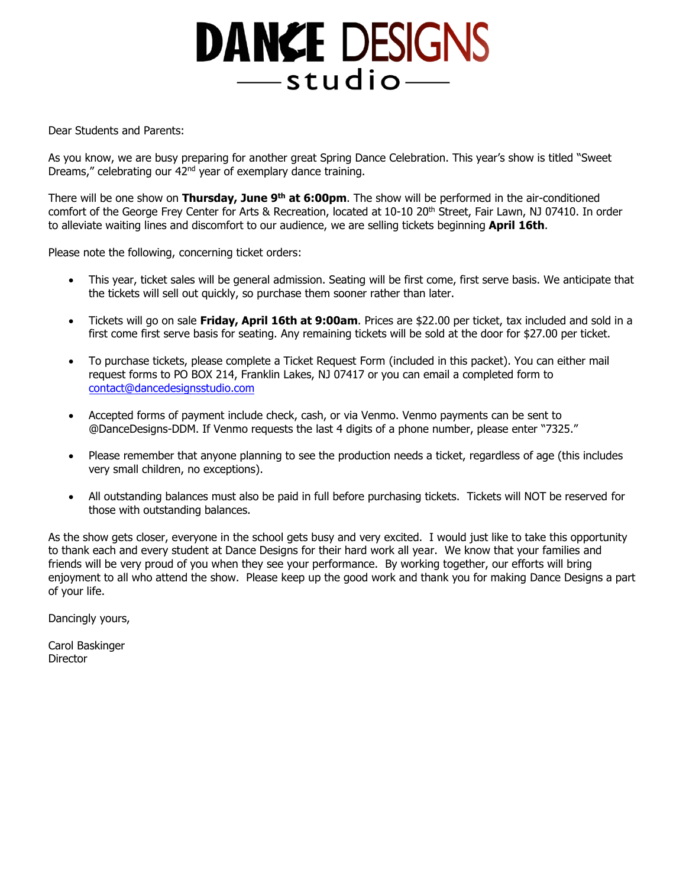# DANCE DESIGNS studio

Dear Students and Parents:

As you know, we are busy preparing for another great Spring Dance Celebration. This year's show is titled "Sweet Dreams," celebrating our 42nd year of exemplary dance training.

There will be one show on **Thursday, June 9th at 6:00pm**. The show will be performed in the air-conditioned comfort of the George Frey Center for Arts & Recreation, located at 10-10 20th Street, Fair Lawn, NJ 07410. In order to alleviate waiting lines and discomfort to our audience, we are selling tickets beginning **April 16th**.

Please note the following, concerning ticket orders:

- This year, ticket sales will be general admission. Seating will be first come, first serve basis. We anticipate that the tickets will sell out quickly, so purchase them sooner rather than later.
- Tickets will go on sale **Friday, April 16th at 9:00am**. Prices are $22.00 per ticket, tax included and sold in a first come first serve basis for seating. Any remaining tickets will be sold at the door for $27.00 per ticket.
- To purchase tickets, please complete a Ticket Request Form (included in this packet). You can either mail request forms to PO BOX 214, Franklin Lakes, NJ 07417 or you can email a completed form to contact@dancedesignsstudio.com
- Accepted forms of payment include check, cash, or via Venmo. Venmo payments can be sent to @DanceDesigns-DDM. If Venmo requests the last 4 digits of a phone number, please enter "7325."
- Please remember that anyone planning to see the production needs a ticket, regardless of age (this includes very small children, no exceptions).
- All outstanding balances must also be paid in full before purchasing tickets. Tickets will NOT be reserved for those with outstanding balances.

As the show gets closer, everyone in the school gets busy and very excited. I would just like to take this opportunity to thank each and every student at Dance Designs for their hard work all year. We know that your families and friends will be very proud of you when they see your performance. By working together, our efforts will bring enjoyment to all who attend the show. Please keep up the good work and thank you for making Dance Designs a part of your life.

Dancingly yours,

Carol Baskinger
Director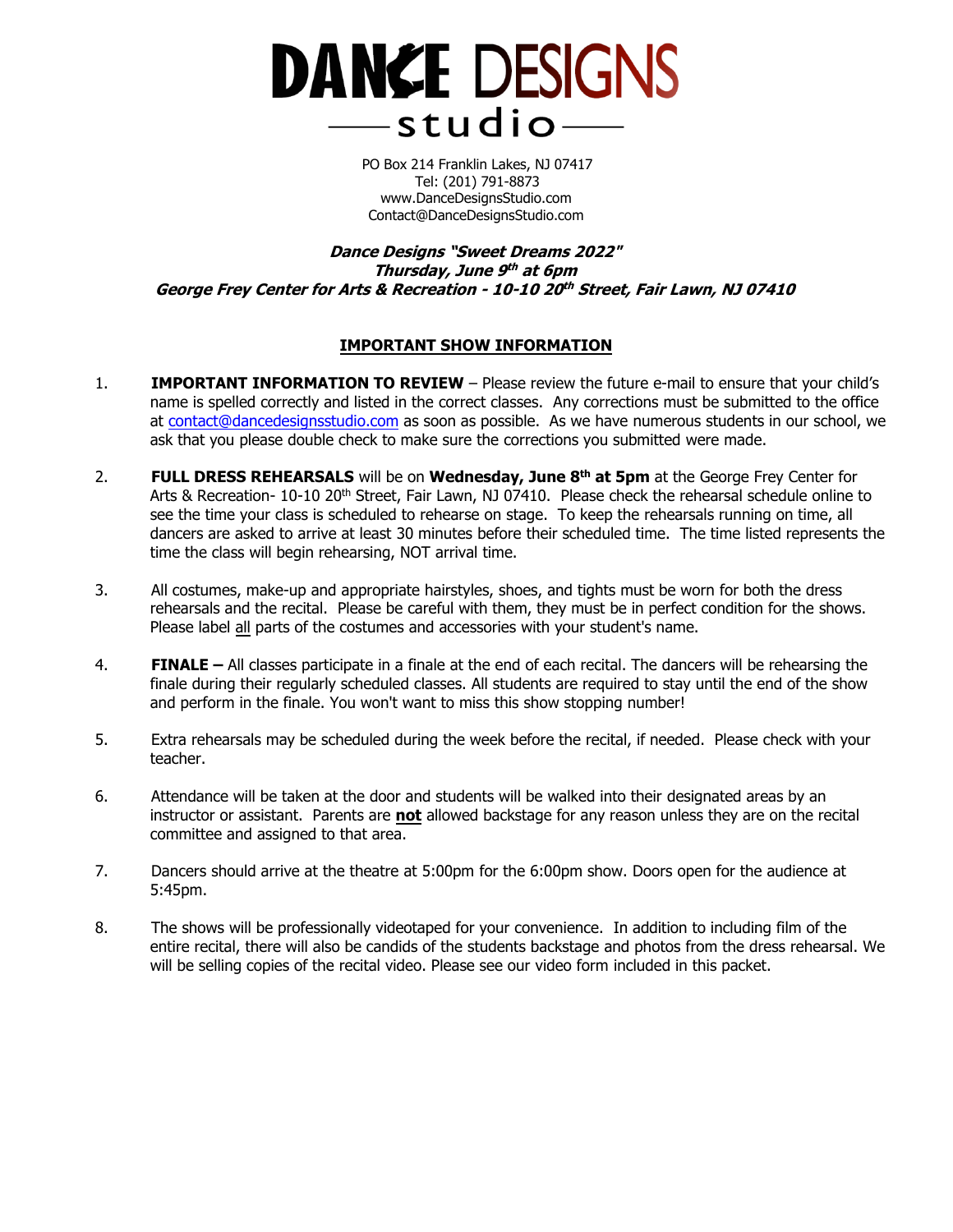# DANCE DESIGNS studio

PO Box 214 Franklin Lakes, NJ 07417
Tel: (201) 791-8873
www.DanceDesignsStudio.com
Contact@DanceDesignsStudio.com

***Dance Designs "Sweet Dreams 2022"***
***Thursday, June 9th at 6pm***
***George Frey Center for Arts & Recreation - 10-10 20th Street, Fair Lawn, NJ 07410***

## IMPORTANT SHOW INFORMATION

1. **IMPORTANT INFORMATION TO REVIEW** – Please review the future e-mail to ensure that your child's name is spelled correctly and listed in the correct classes. Any corrections must be submitted to the office at contact@dancedesignsstudio.com as soon as possible. As we have numerous students in our school, we ask that you please double check to make sure the corrections you submitted were made.

2. **FULL DRESS REHEARSALS** will be on **Wednesday, June 8th at 5pm** at the George Frey Center for Arts & Recreation- 10-10 20th Street, Fair Lawn, NJ 07410. Please check the rehearsal schedule online to see the time your class is scheduled to rehearse on stage. To keep the rehearsals running on time, all dancers are asked to arrive at least 30 minutes before their scheduled time. The time listed represents the time the class will begin rehearsing, NOT arrival time.

3. All costumes, make-up and appropriate hairstyles, shoes, and tights must be worn for both the dress rehearsals and the recital. Please be careful with them, they must be in perfect condition for the shows. Please label all parts of the costumes and accessories with your student's name.

4. **FINALE –** All classes participate in a finale at the end of each recital. The dancers will be rehearsing the finale during their regularly scheduled classes. All students are required to stay until the end of the show and perform in the finale. You won't want to miss this show stopping number!

5. Extra rehearsals may be scheduled during the week before the recital, if needed. Please check with your teacher.

6. Attendance will be taken at the door and students will be walked into their designated areas by an instructor or assistant. Parents are **not** allowed backstage for any reason unless they are on the recital committee and assigned to that area.

7. Dancers should arrive at the theatre at 5:00pm for the 6:00pm show. Doors open for the audience at 5:45pm.

8. The shows will be professionally videotaped for your convenience. In addition to including film of the entire recital, there will also be candids of the students backstage and photos from the dress rehearsal. We will be selling copies of the recital video. Please see our video form included in this packet.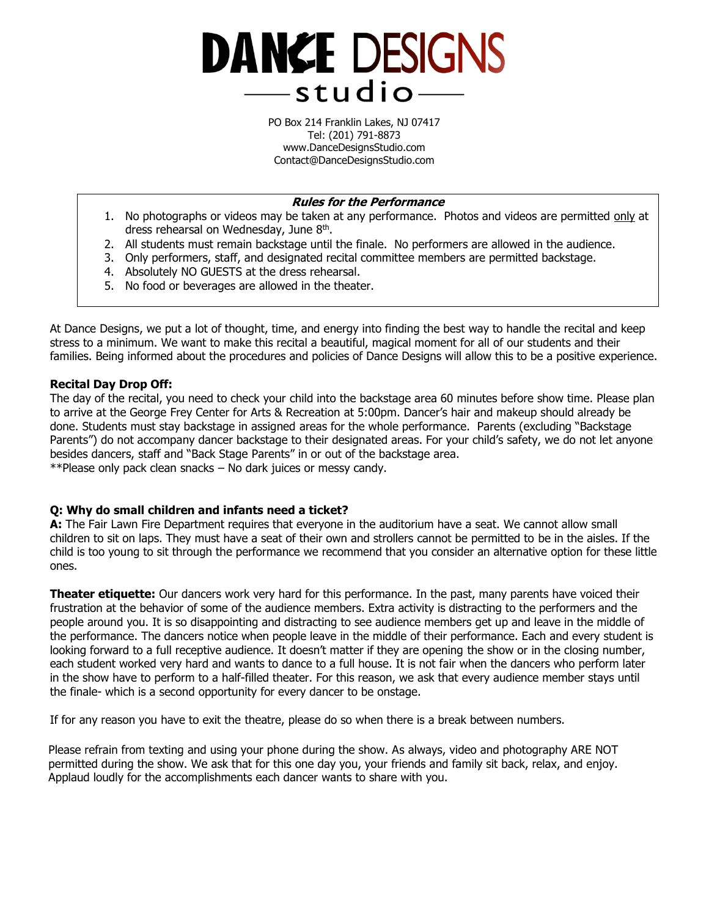# DANCE DESIGNS studio

PO Box 214 Franklin Lakes, NJ 07417
Tel: (201) 791-8873
www.DanceDesignsStudio.com
Contact@DanceDesignsStudio.com

***Rules for the Performance***

1. No photographs or videos may be taken at any performance. Photos and videos are permitted only at dress rehearsal on Wednesday, June 8th.
2. All students must remain backstage until the finale. No performers are allowed in the audience.
3. Only performers, staff, and designated recital committee members are permitted backstage.
4. Absolutely NO GUESTS at the dress rehearsal.
5. No food or beverages are allowed in the theater.

At Dance Designs, we put a lot of thought, time, and energy into finding the best way to handle the recital and keep stress to a minimum. We want to make this recital a beautiful, magical moment for all of our students and their families. Being informed about the procedures and policies of Dance Designs will allow this to be a positive experience.

**Recital Day Drop Off:**
The day of the recital, you need to check your child into the backstage area 60 minutes before show time. Please plan to arrive at the George Frey Center for Arts & Recreation at 5:00pm. Dancer's hair and makeup should already be done. Students must stay backstage in assigned areas for the whole performance. Parents (excluding "Backstage Parents") do not accompany dancer backstage to their designated areas. For your child's safety, we do not let anyone besides dancers, staff and "Back Stage Parents" in or out of the backstage area.
**Please only pack clean snacks – No dark juices or messy candy.

**Q: Why do small children and infants need a ticket?**
**A:** The Fair Lawn Fire Department requires that everyone in the auditorium have a seat. We cannot allow small children to sit on laps. They must have a seat of their own and strollers cannot be permitted to be in the aisles. If the child is too young to sit through the performance we recommend that you consider an alternative option for these little ones.

**Theater etiquette:** Our dancers work very hard for this performance. In the past, many parents have voiced their frustration at the behavior of some of the audience members. Extra activity is distracting to the performers and the people around you. It is so disappointing and distracting to see audience members get up and leave in the middle of the performance. The dancers notice when people leave in the middle of their performance. Each and every student is looking forward to a full receptive audience. It doesn't matter if they are opening the show or in the closing number, each student worked very hard and wants to dance to a full house. It is not fair when the dancers who perform later in the show have to perform to a half-filled theater. For this reason, we ask that every audience member stays until the finale- which is a second opportunity for every dancer to be onstage.

If for any reason you have to exit the theatre, please do so when there is a break between numbers.

Please refrain from texting and using your phone during the show. As always, video and photography ARE NOT permitted during the show. We ask that for this one day you, your friends and family sit back, relax, and enjoy. Applaud loudly for the accomplishments each dancer wants to share with you.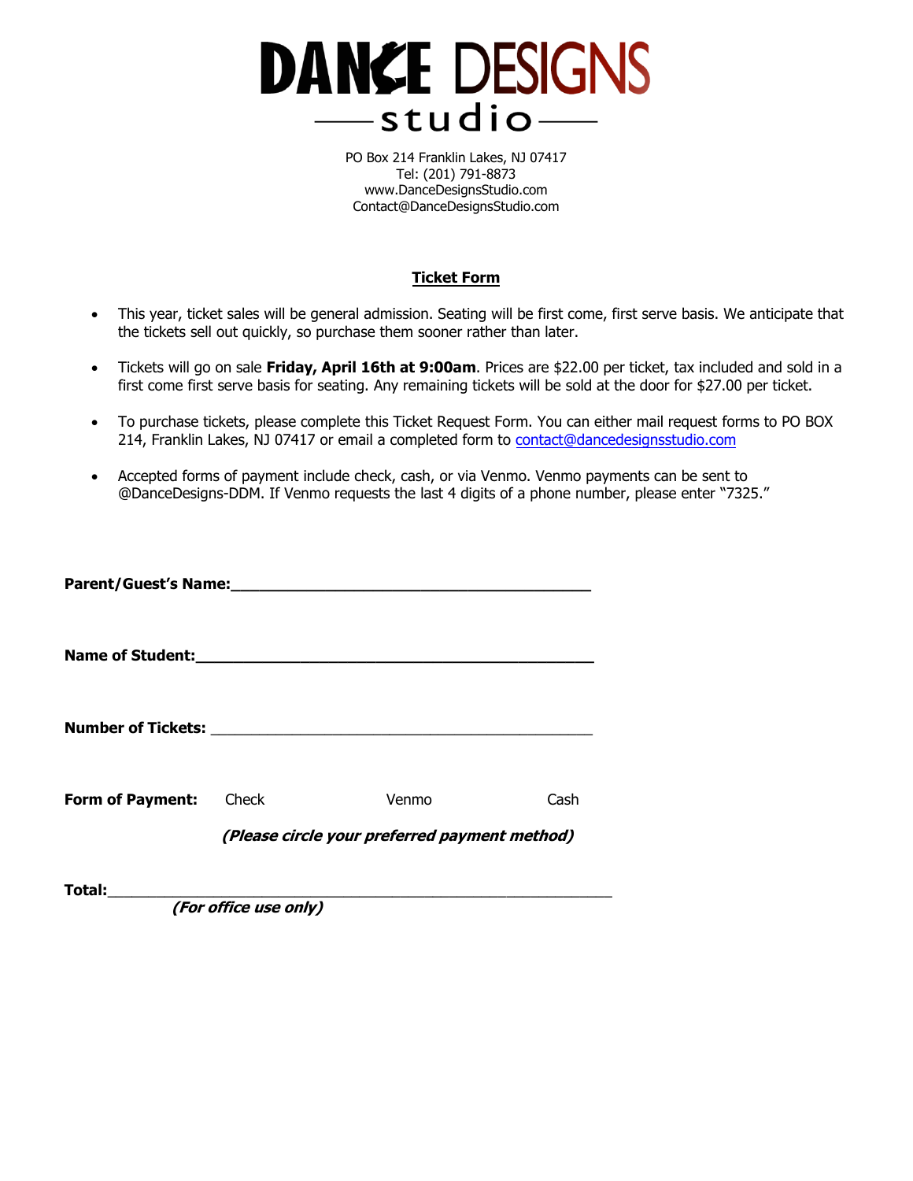# DANCE DESIGNS studio

PO Box 214 Franklin Lakes, NJ 07417
Tel: (201) 791-8873
www.DanceDesignsStudio.com
Contact@DanceDesignsStudio.com

## Ticket Form

- This year, ticket sales will be general admission. Seating will be first come, first serve basis. We anticipate that the tickets sell out quickly, so purchase them sooner rather than later.
- Tickets will go on sale **Friday, April 16th at 9:00am**. Prices are $22.00 per ticket, tax included and sold in a first come first serve basis for seating. Any remaining tickets will be sold at the door for $27.00 per ticket.
- To purchase tickets, please complete this Ticket Request Form. You can either mail request forms to PO BOX 214, Franklin Lakes, NJ 07417 or email a completed form to contact@dancedesignsstudio.com
- Accepted forms of payment include check, cash, or via Venmo. Venmo payments can be sent to @DanceDesigns-DDM. If Venmo requests the last 4 digits of a phone number, please enter "7325."

**Parent/Guest's Name:**_______________________________________

**Name of Student:**_______________________________________

**Number of Tickets:** _______________________________________

**Form of Payment:** Check Venmo Cash

***(Please circle your preferred payment method)***

**Total:**_______________________________________

***(For office use only)***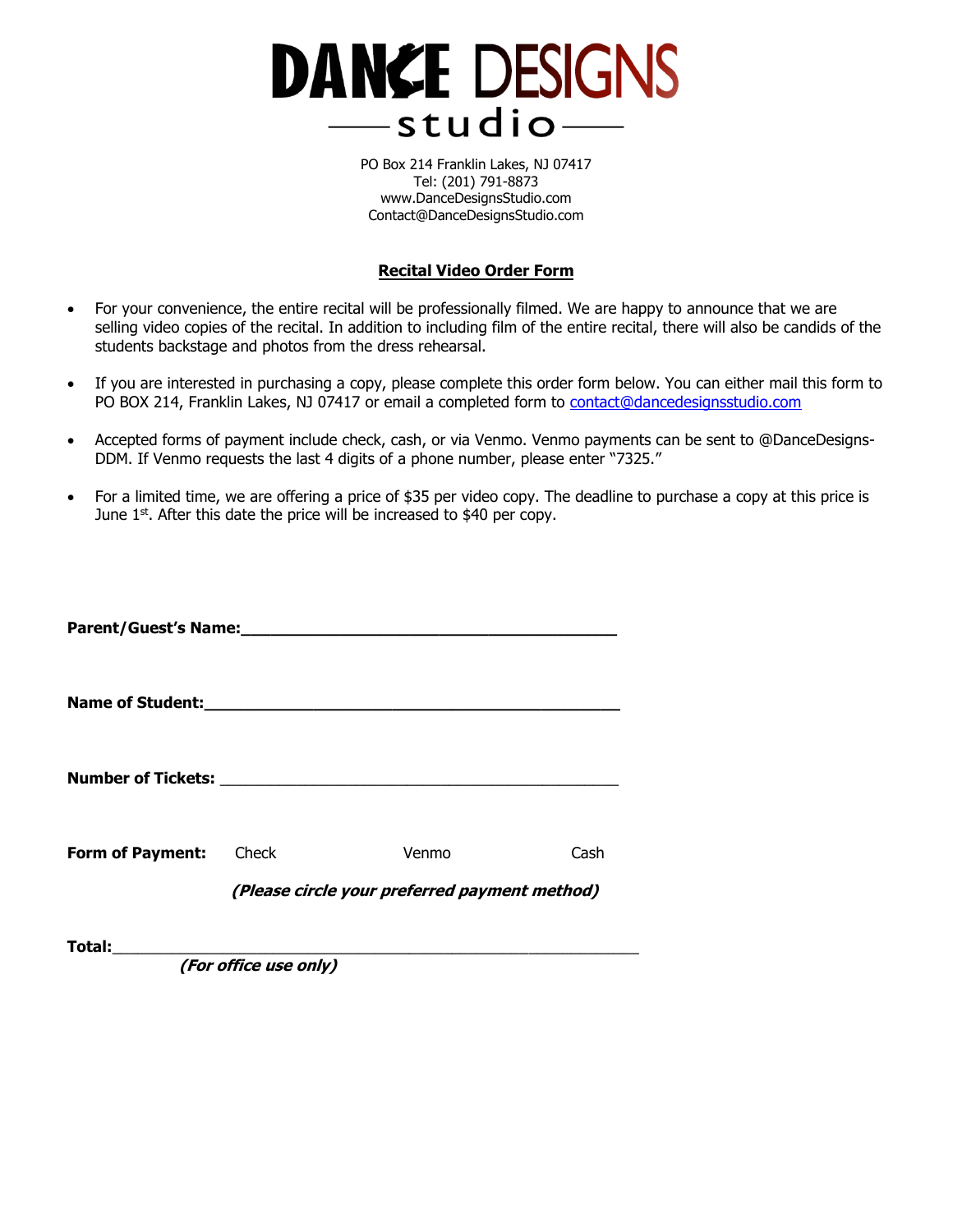# DANCE DESIGNS studio

PO Box 214 Franklin Lakes, NJ 07417
Tel: (201) 791-8873
www.DanceDesignsStudio.com
Contact@DanceDesignsStudio.com

## Recital Video Order Form

- For your convenience, the entire recital will be professionally filmed. We are happy to announce that we are selling video copies of the recital. In addition to including film of the entire recital, there will also be candids of the students backstage and photos from the dress rehearsal.
- If you are interested in purchasing a copy, please complete this order form below. You can either mail this form to PO BOX 214, Franklin Lakes, NJ 07417 or email a completed form to contact@dancedesignsstudio.com
- Accepted forms of payment include check, cash, or via Venmo. Venmo payments can be sent to @DanceDesigns-DDM. If Venmo requests the last 4 digits of a phone number, please enter "7325."
- For a limited time, we are offering a price of $35 per video copy. The deadline to purchase a copy at this price is June 1st. After this date the price will be increased to $40 per copy.

**Parent/Guest's Name:**\_\_\_\_\_\_\_\_\_\_\_\_\_\_\_\_\_\_\_\_\_\_\_\_\_\_\_\_\_\_\_\_\_\_\_\_\_\_\_\_

**Name of Student:**\_\_\_\_\_\_\_\_\_\_\_\_\_\_\_\_\_\_\_\_\_\_\_\_\_\_\_\_\_\_\_\_\_\_\_\_\_\_\_\_\_\_\_\_

**Number of Tickets:** \_\_\_\_\_\_\_\_\_\_\_\_\_\_\_\_\_\_\_\_\_\_\_\_\_\_\_\_\_\_\_\_\_\_\_\_\_\_\_\_\_\_

**Form of Payment:** Check Venmo Cash

***(Please circle your preferred payment method)***

**Total:**\_\_\_\_\_\_\_\_\_\_\_\_\_\_\_\_\_\_\_\_\_\_\_\_\_\_\_\_\_\_\_\_\_\_\_\_\_\_\_\_\_\_\_\_\_\_\_\_\_\_\_\_

***(For office use only)***